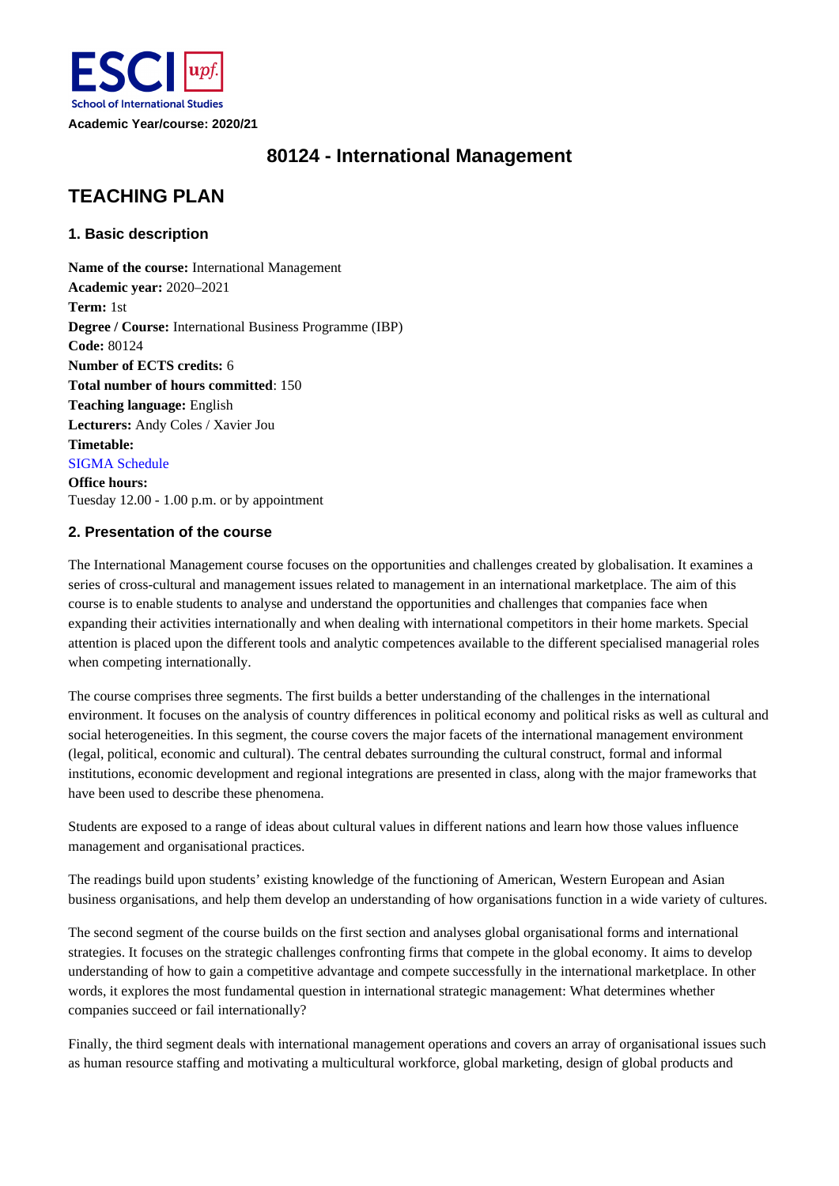ESCI upf. School of International Studies

**Academic Year/course: 2020/21**

# 80124 - International Management

## TEACHING PLAN

### 1. Basic description

**Name of the course:** International Management
**Academic year:** 2020–2021
**Term:** 1st
**Degree / Course:** International Business Programme (IBP)
**Code:** 80124
**Number of ECTS credits:** 6
**Total number of hours committed**: 150
**Teaching language:** English
**Lecturers:** Andy Coles / Xavier Jou
**Timetable:**
SIGMA Schedule
**Office hours:**
Tuesday 12.00 - 1.00 p.m. or by appointment

### 2. Presentation of the course

The International Management course focuses on the opportunities and challenges created by globalisation. It examines a series of cross-cultural and management issues related to management in an international marketplace. The aim of this course is to enable students to analyse and understand the opportunities and challenges that companies face when expanding their activities internationally and when dealing with international competitors in their home markets. Special attention is placed upon the different tools and analytic competences available to the different specialised managerial roles when competing internationally.

The course comprises three segments. The first builds a better understanding of the challenges in the international environment. It focuses on the analysis of country differences in political economy and political risks as well as cultural and social heterogeneities. In this segment, the course covers the major facets of the international management environment (legal, political, economic and cultural). The central debates surrounding the cultural construct, formal and informal institutions, economic development and regional integrations are presented in class, along with the major frameworks that have been used to describe these phenomena.

Students are exposed to a range of ideas about cultural values in different nations and learn how those values influence management and organisational practices.

The readings build upon students' existing knowledge of the functioning of American, Western European and Asian business organisations, and help them develop an understanding of how organisations function in a wide variety of cultures.

The second segment of the course builds on the first section and analyses global organisational forms and international strategies. It focuses on the strategic challenges confronting firms that compete in the global economy. It aims to develop understanding of how to gain a competitive advantage and compete successfully in the international marketplace. In other words, it explores the most fundamental question in international strategic management: What determines whether companies succeed or fail internationally?

Finally, the third segment deals with international management operations and covers an array of organisational issues such as human resource staffing and motivating a multicultural workforce, global marketing, design of global products and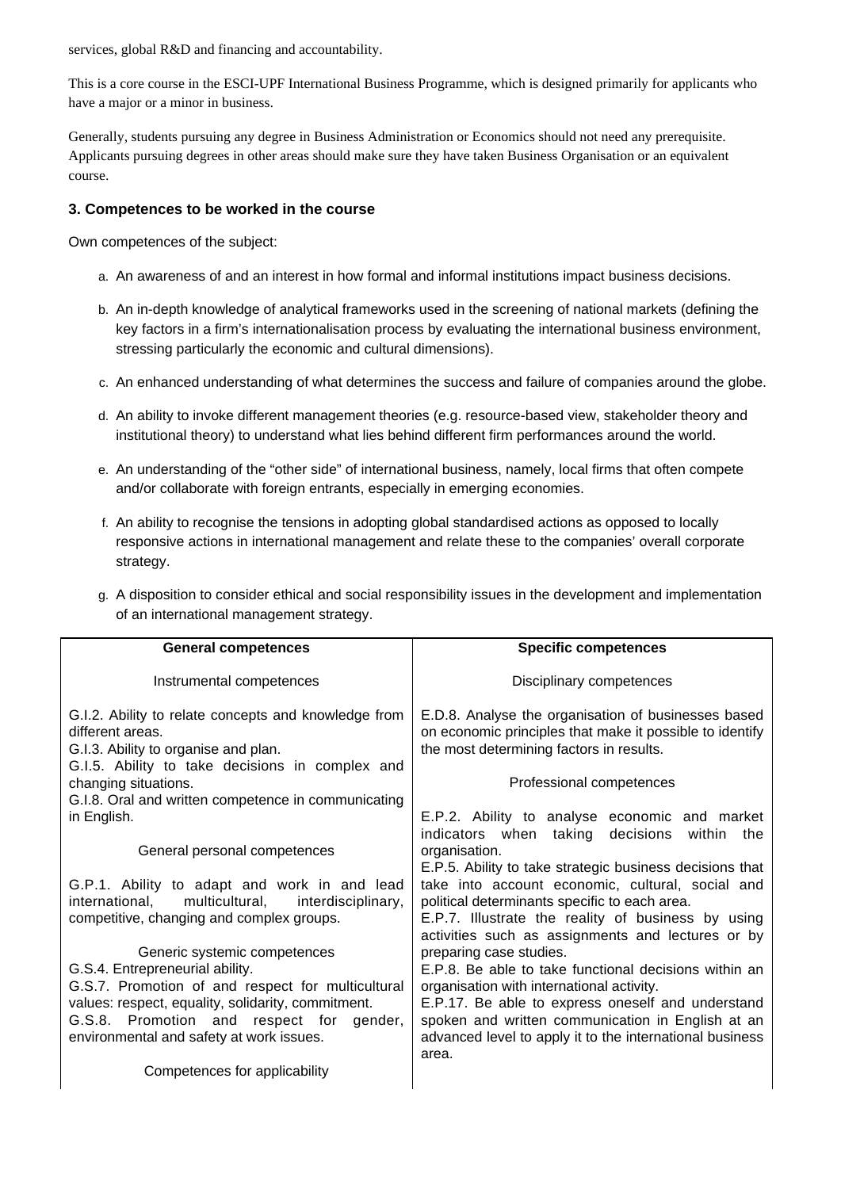services, global R&D and financing and accountability.

This is a core course in the ESCI-UPF International Business Programme, which is designed primarily for applicants who have a major or a minor in business.

Generally, students pursuing any degree in Business Administration or Economics should not need any prerequisite. Applicants pursuing degrees in other areas should make sure they have taken Business Organisation or an equivalent course.

### 3. Competences to be worked in the course

Own competences of the subject:

a. An awareness of and an interest in how formal and informal institutions impact business decisions.

b. An in-depth knowledge of analytical frameworks used in the screening of national markets (defining the key factors in a firm's internationalisation process by evaluating the international business environment, stressing particularly the economic and cultural dimensions).

c. An enhanced understanding of what determines the success and failure of companies around the globe.

d. An ability to invoke different management theories (e.g. resource-based view, stakeholder theory and institutional theory) to understand what lies behind different firm performances around the world.

e. An understanding of the "other side" of international business, namely, local firms that often compete and/or collaborate with foreign entrants, especially in emerging economies.

f. An ability to recognise the tensions in adopting global standardised actions as opposed to locally responsive actions in international management and relate these to the companies' overall corporate strategy.

g. A disposition to consider ethical and social responsibility issues in the development and implementation of an international management strategy.

| General competences | Specific competences |
|---|---|
| Instrumental competences<br><br>G.I.2. Ability to relate concepts and knowledge from different areas.<br>G.I.3. Ability to organise and plan.<br>G.I.5. Ability to take decisions in complex and changing situations.<br>G.I.8. Oral and written competence in communicating in English.<br><br>General personal competences<br><br>G.P.1. Ability to adapt and work in and lead international, multicultural, interdisciplinary, competitive, changing and complex groups.<br><br>Generic systemic competences<br>G.S.4. Entrepreneurial ability.<br>G.S.7. Promotion of and respect for multicultural values: respect, equality, solidarity, commitment.<br>G.S.8. Promotion and respect for gender, environmental and safety at work issues.<br><br>Competences for applicability | Disciplinary competences<br><br>E.D.8. Analyse the organisation of businesses based on economic principles that make it possible to identify the most determining factors in results.<br><br>Professional competences<br><br>E.P.2. Ability to analyse economic and market indicators when taking decisions within the organisation.<br>E.P.5. Ability to take strategic business decisions that take into account economic, cultural, social and political determinants specific to each area.<br>E.P.7. Illustrate the reality of business by using activities such as assignments and lectures or by preparing case studies.<br>E.P.8. Be able to take functional decisions within an organisation with international activity.<br>E.P.17. Be able to express oneself and understand spoken and written communication in English at an advanced level to apply it to the international business area. |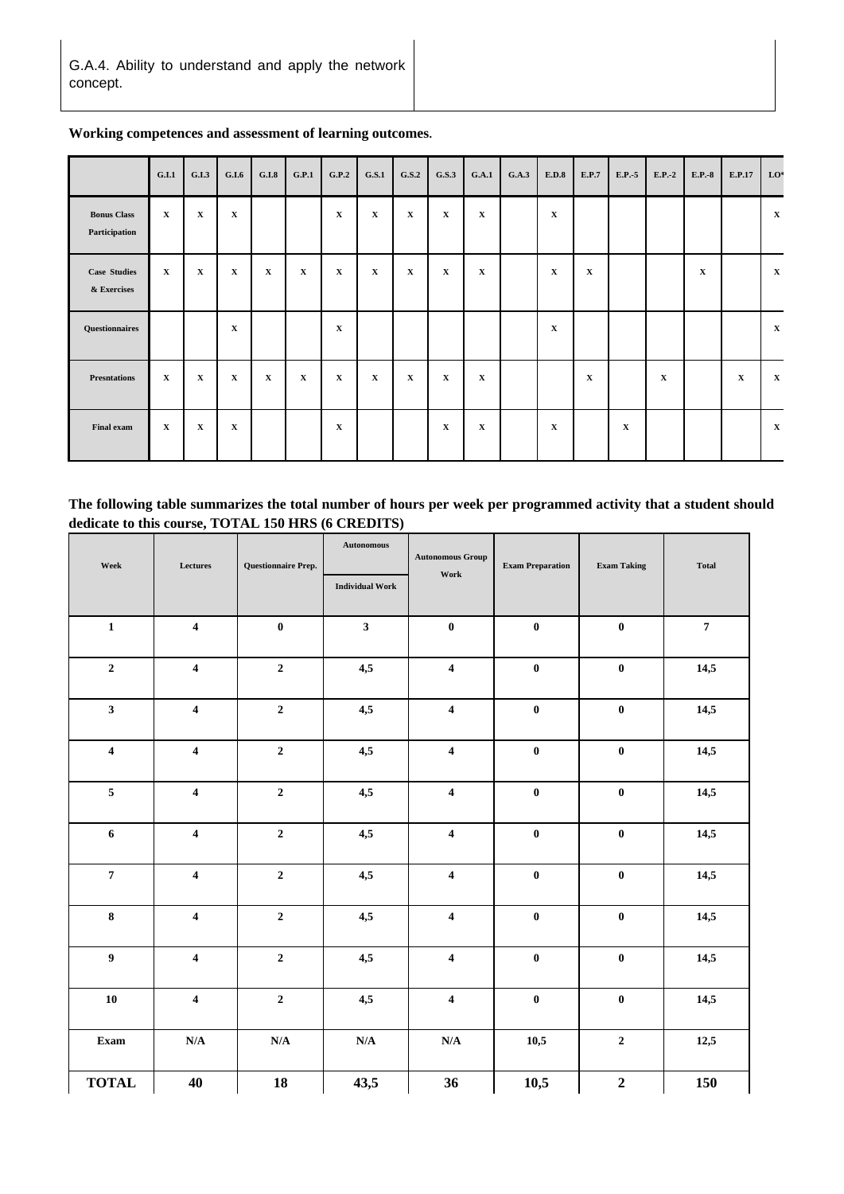| G.A.4. Ability to understand and apply the network concept. | |
|---|---|

**Working competences and assessment of learning outcomes**.

| | G.I.1 | G.I.3 | G.I.6 | G.I.8 | G.P.1 | G.P.2 | G.S.1 | G.S.2 | G.S.3 | G.A.1 | G.A.3 | E.D.8 | E.P.7 | E.P.-5 | E.P.-2 | E.P.-8 | E.P.17 | LO* |
|---|---|---|---|---|---|---|---|---|---|---|---|---|---|---|---|---|---|---|
| **Bonus Class Participation** | X | X | X | | | X | X | X | X | X | | X | | | | | | X |
| **Case Studies & Exercises** | X | X | X | X | X | X | X | X | X | X | | X | X | | | X | | X |
| **Questionnaires** | | | X | | | X | | | | | | X | | | | | | X |
| **Presntations** | X | X | X | X | X | X | X | X | X | X | | | X | | X | | X | X |
| **Final exam** | X | X | X | | | X | | | X | X | | X | | X | | | | X |

**The following table summarizes the total number of hours per week per programmed activity that a student should dedicate to this course, TOTAL 150 HRS (6 CREDITS)**

| Week | Lectures | Questionnaire Prep. | Autonomous Individual Work | Autonomous Group Work | Exam Preparation | Exam Taking | Total |
|---|---|---|---|---|---|---|---|
| **1** | **4** | **0** | **3** | **0** | **0** | **0** | **7** |
| **2** | **4** | **2** | **4,5** | **4** | **0** | **0** | **14,5** |
| **3** | **4** | **2** | **4,5** | **4** | **0** | **0** | **14,5** |
| **4** | **4** | **2** | **4,5** | **4** | **0** | **0** | **14,5** |
| **5** | **4** | **2** | **4,5** | **4** | **0** | **0** | **14,5** |
| **6** | **4** | **2** | **4,5** | **4** | **0** | **0** | **14,5** |
| **7** | **4** | **2** | **4,5** | **4** | **0** | **0** | **14,5** |
| **8** | **4** | **2** | **4,5** | **4** | **0** | **0** | **14,5** |
| **9** | **4** | **2** | **4,5** | **4** | **0** | **0** | **14,5** |
| **10** | **4** | **2** | **4,5** | **4** | **0** | **0** | **14,5** |
| **Exam** | **N/A** | **N/A** | **N/A** | **N/A** | **10,5** | **2** | **12,5** |
| **TOTAL** | **40** | **18** | **43,5** | **36** | **10,5** | **2** | **150** |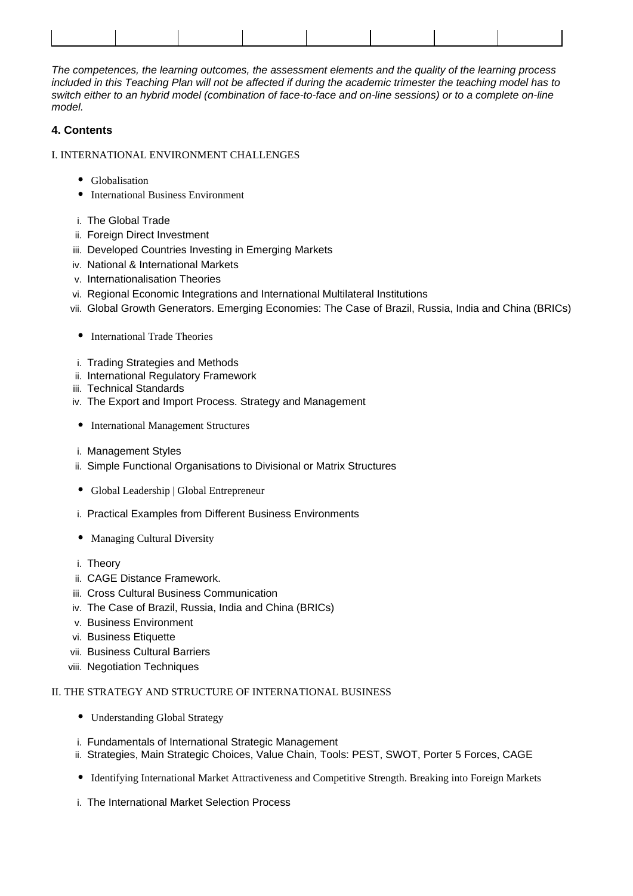| | | | | | | | |
|---|---|---|---|---|---|---|---|

*The competences, the learning outcomes, the assessment elements and the quality of the learning process included in this Teaching Plan will not be affected if during the academic trimester the teaching model has to switch either to an hybrid model (combination of face-to-face and on-line sessions) or to a complete on-line model.*

### 4. Contents

I. INTERNATIONAL ENVIRONMENT CHALLENGES

- Globalisation
- International Business Environment

i. The Global Trade
ii. Foreign Direct Investment
iii. Developed Countries Investing in Emerging Markets
iv. National & International Markets
v. Internationalisation Theories
vi. Regional Economic Integrations and International Multilateral Institutions
vii. Global Growth Generators. Emerging Economies: The Case of Brazil, Russia, India and China (BRICs)

- International Trade Theories

i. Trading Strategies and Methods
ii. International Regulatory Framework
iii. Technical Standards
iv. The Export and Import Process. Strategy and Management

- International Management Structures

i. Management Styles
ii. Simple Functional Organisations to Divisional or Matrix Structures

- Global Leadership | Global Entrepreneur

i. Practical Examples from Different Business Environments

- Managing Cultural Diversity

i. Theory
ii. CAGE Distance Framework.
iii. Cross Cultural Business Communication
iv. The Case of Brazil, Russia, India and China (BRICs)
v. Business Environment
vi. Business Etiquette
vii. Business Cultural Barriers
viii. Negotiation Techniques

II. THE STRATEGY AND STRUCTURE OF INTERNATIONAL BUSINESS

- Understanding Global Strategy

i. Fundamentals of International Strategic Management
ii. Strategies, Main Strategic Choices, Value Chain, Tools: PEST, SWOT, Porter 5 Forces, CAGE

- Identifying International Market Attractiveness and Competitive Strength. Breaking into Foreign Markets

i. The International Market Selection Process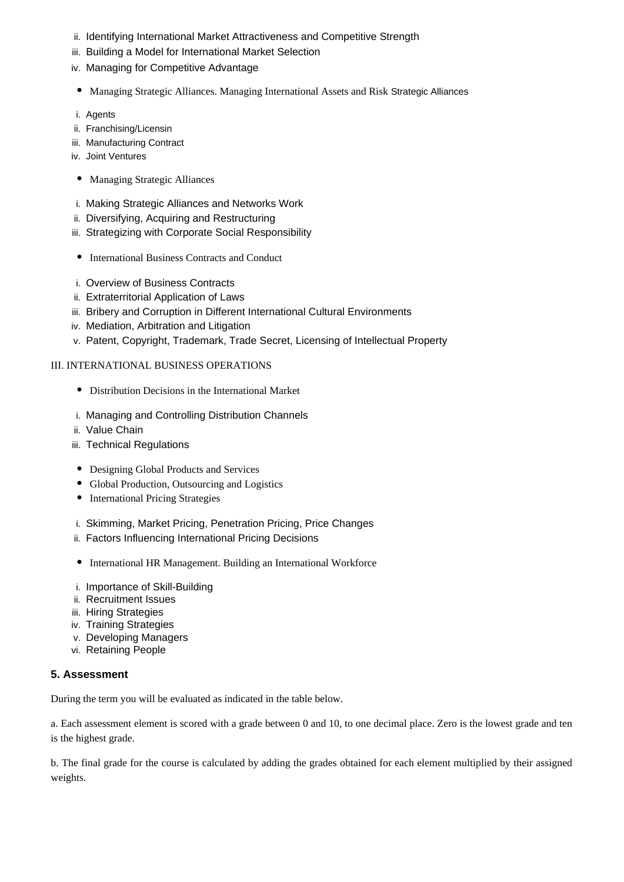ii. Identifying International Market Attractiveness and Competitive Strength
iii. Building a Model for International Market Selection
iv. Managing for Competitive Advantage

- Managing Strategic Alliances. Managing International Assets and Risk Strategic Alliances

i. Agents
ii. Franchising/Licensin
iii. Manufacturing Contract
iv. Joint Ventures

- Managing Strategic Alliances

i. Making Strategic Alliances and Networks Work
ii. Diversifying, Acquiring and Restructuring
iii. Strategizing with Corporate Social Responsibility

- International Business Contracts and Conduct

i. Overview of Business Contracts
ii. Extraterritorial Application of Laws
iii. Bribery and Corruption in Different International Cultural Environments
iv. Mediation, Arbitration and Litigation
v. Patent, Copyright, Trademark, Trade Secret, Licensing of Intellectual Property

III. INTERNATIONAL BUSINESS OPERATIONS

- Distribution Decisions in the International Market

i. Managing and Controlling Distribution Channels
ii. Value Chain
iii. Technical Regulations

- Designing Global Products and Services
- Global Production, Outsourcing and Logistics
- International Pricing Strategies

i. Skimming, Market Pricing, Penetration Pricing, Price Changes
ii. Factors Influencing International Pricing Decisions

- International HR Management. Building an International Workforce

i. Importance of Skill-Building
ii. Recruitment Issues
iii. Hiring Strategies
iv. Training Strategies
v. Developing Managers
vi. Retaining People

### 5. Assessment

During the term you will be evaluated as indicated in the table below.

a. Each assessment element is scored with a grade between 0 and 10, to one decimal place. Zero is the lowest grade and ten is the highest grade.

b. The final grade for the course is calculated by adding the grades obtained for each element multiplied by their assigned weights.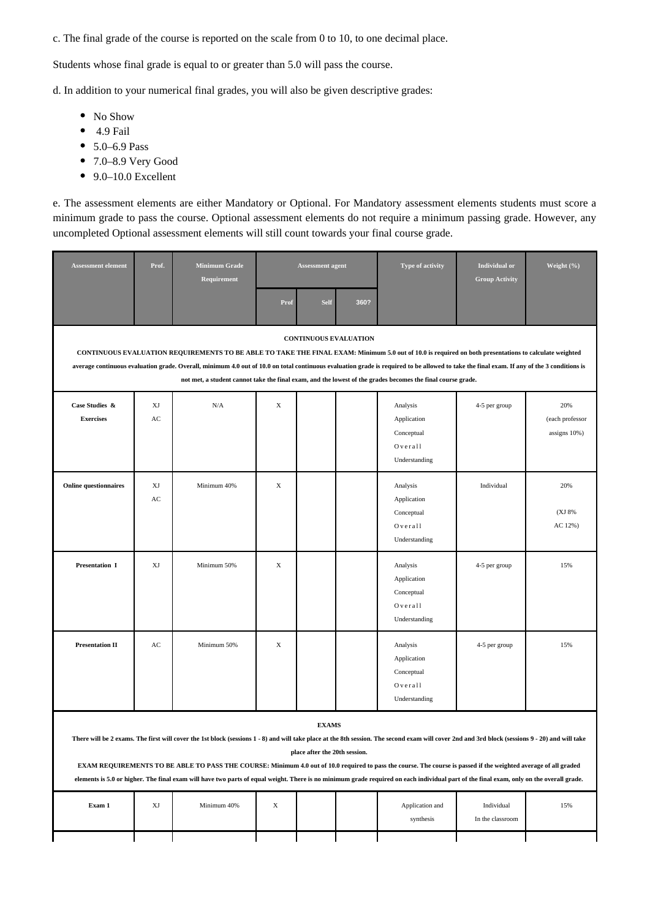c. The final grade of the course is reported on the scale from 0 to 10, to one decimal place.

Students whose final grade is equal to or greater than 5.0 will pass the course.

d. In addition to your numerical final grades, you will also be given descriptive grades:

- No Show
- 4.9 Fail
- 5.0–6.9 Pass
- 7.0–8.9 Very Good
- 9.0–10.0 Excellent

e. The assessment elements are either Mandatory or Optional. For Mandatory assessment elements students must score a minimum grade to pass the course. Optional assessment elements do not require a minimum passing grade. However, any uncompleted Optional assessment elements will still count towards your final course grade.

| Assessment element | Prof. | Minimum Grade Requirement | Assessment agent | | | Type of activity | Individual or Group Activity | Weight (%) |
|---|---|---|---|---|---|---|---|---|
| | | | Prof | Self | 360? | | | |
| **CONTINUOUS EVALUATION** CONTINUOUS EVALUATION REQUIREMENTS TO BE ABLE TO TAKE THE FINAL EXAM: Minimum 5.0 out of 10.0 is required on both presentations to calculate weighted average continuous evaluation grade. Overall, minimum 4.0 out of 10.0 on total continuous evaluation grade is required to be allowed to take the final exam. If any of the 3 conditions is not met, a student cannot take the final exam, and the lowest of the grades becomes the final course grade. | | | | | | | | |
| **Case Studies & Exercises** | XJ AC | N/A | X | | | Analysis Application Conceptual Overall Understanding | 4-5 per group | 20% (each professor assigns 10%) |
| **Online questionnaires** | XJ AC | Minimum 40% | X | | | Analysis Application Conceptual Overall Understanding | Individual | 20% (XJ 8% AC 12%) |
| **Presentation I** | XJ | Minimum 50% | X | | | Analysis Application Conceptual Overall Understanding | 4-5 per group | 15% |
| **Presentation II** | AC | Minimum 50% | X | | | Analysis Application Conceptual Overall Understanding | 4-5 per group | 15% |
| **EXAMS** There will be 2 exams. The first will cover the 1st block (sessions 1 - 8) and will take place at the 8th session. The second exam will cover 2nd and 3rd block (sessions 9 - 20) and will take place after the 20th session. EXAM REQUIREMENTS TO BE ABLE TO PASS THE COURSE: Minimum 4.0 out of 10.0 required to pass the course. The course is passed if the weighted average of all graded elements is 5.0 or higher. The final exam will have two parts of equal weight. There is no minimum grade required on each individual part of the final exam, only on the overall grade. | | | | | | | | |
| **Exam 1** | XJ | Minimum 40% | X | | | Application and synthesis | Individual In the classroom | 15% |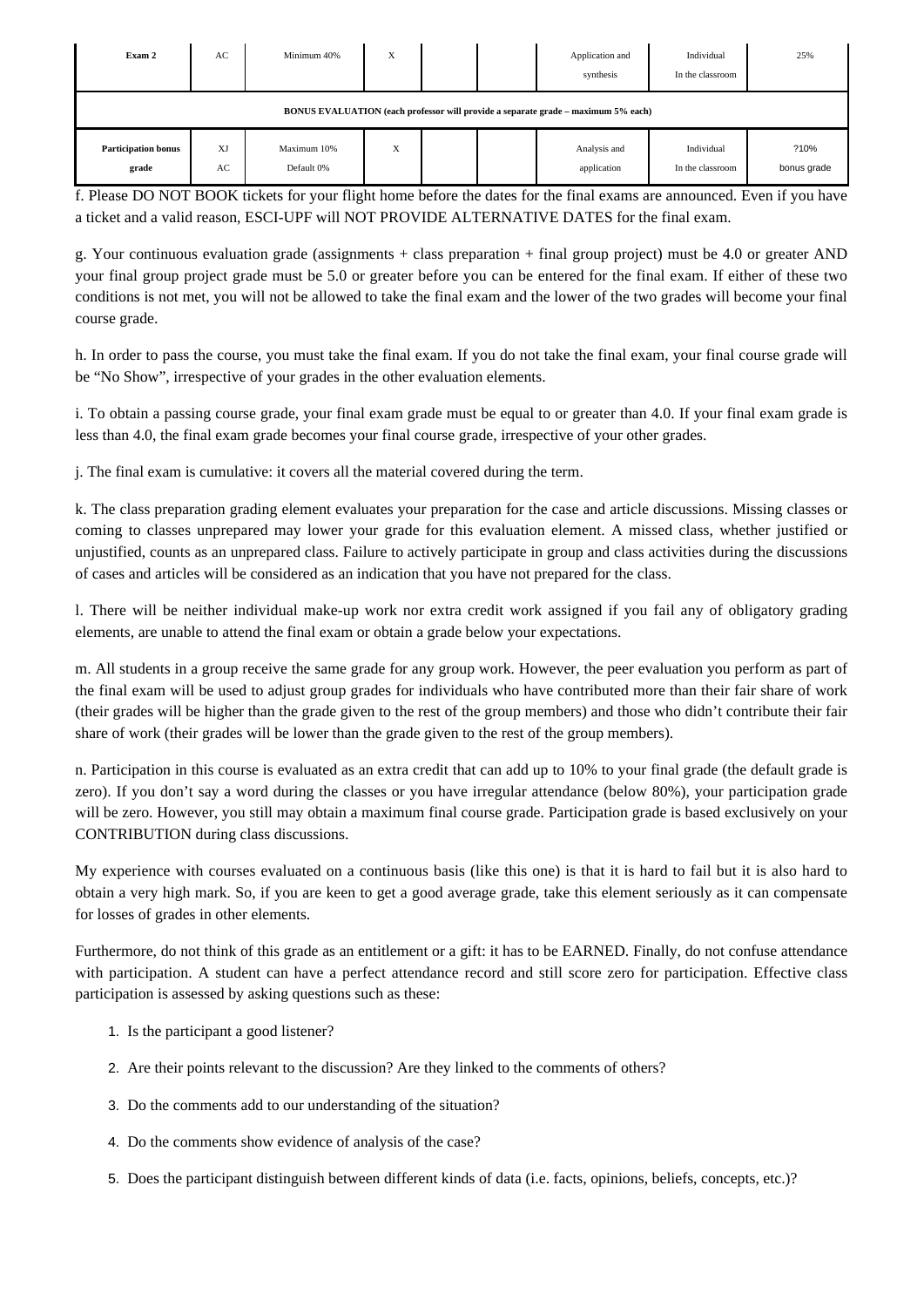| Exam 2 | AC | Minimum 40% | X | | | Application and synthesis | Individual In the classroom | 25% |
|---|---|---|---|---|---|---|---|---|
| **BONUS EVALUATION (each professor will provide a separate grade – maximum 5% each)** | | | | | | | | |
| **Participation bonus grade** | XJ AC | Maximum 10% Default 0% | X | | | Analysis and application | Individual In the classroom | ?10% bonus grade |

f. Please DO NOT BOOK tickets for your flight home before the dates for the final exams are announced. Even if you have a ticket and a valid reason, ESCI-UPF will NOT PROVIDE ALTERNATIVE DATES for the final exam.

g. Your continuous evaluation grade (assignments + class preparation + final group project) must be 4.0 or greater AND your final group project grade must be 5.0 or greater before you can be entered for the final exam. If either of these two conditions is not met, you will not be allowed to take the final exam and the lower of the two grades will become your final course grade.

h. In order to pass the course, you must take the final exam. If you do not take the final exam, your final course grade will be "No Show", irrespective of your grades in the other evaluation elements.

i. To obtain a passing course grade, your final exam grade must be equal to or greater than 4.0. If your final exam grade is less than 4.0, the final exam grade becomes your final course grade, irrespective of your other grades.

j. The final exam is cumulative: it covers all the material covered during the term.

k. The class preparation grading element evaluates your preparation for the case and article discussions. Missing classes or coming to classes unprepared may lower your grade for this evaluation element. A missed class, whether justified or unjustified, counts as an unprepared class. Failure to actively participate in group and class activities during the discussions of cases and articles will be considered as an indication that you have not prepared for the class.

l. There will be neither individual make-up work nor extra credit work assigned if you fail any of obligatory grading elements, are unable to attend the final exam or obtain a grade below your expectations.

m. All students in a group receive the same grade for any group work. However, the peer evaluation you perform as part of the final exam will be used to adjust group grades for individuals who have contributed more than their fair share of work (their grades will be higher than the grade given to the rest of the group members) and those who didn't contribute their fair share of work (their grades will be lower than the grade given to the rest of the group members).

n. Participation in this course is evaluated as an extra credit that can add up to 10% to your final grade (the default grade is zero). If you don't say a word during the classes or you have irregular attendance (below 80%), your participation grade will be zero. However, you still may obtain a maximum final course grade. Participation grade is based exclusively on your CONTRIBUTION during class discussions.

My experience with courses evaluated on a continuous basis (like this one) is that it is hard to fail but it is also hard to obtain a very high mark. So, if you are keen to get a good average grade, take this element seriously as it can compensate for losses of grades in other elements.

Furthermore, do not think of this grade as an entitlement or a gift: it has to be EARNED. Finally, do not confuse attendance with participation. A student can have a perfect attendance record and still score zero for participation. Effective class participation is assessed by asking questions such as these:

1. Is the participant a good listener?
2. Are their points relevant to the discussion? Are they linked to the comments of others?
3. Do the comments add to our understanding of the situation?
4. Do the comments show evidence of analysis of the case?
5. Does the participant distinguish between different kinds of data (i.e. facts, opinions, beliefs, concepts, etc.)?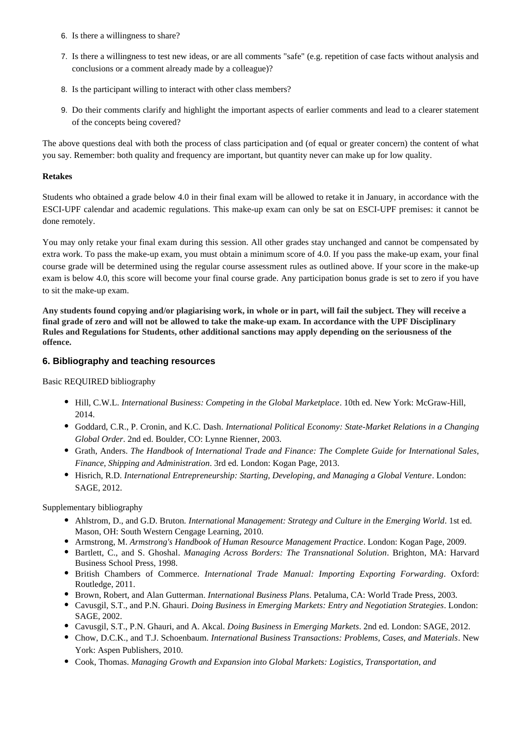6. Is there a willingness to share?
7. Is there a willingness to test new ideas, or are all comments "safe" (e.g. repetition of case facts without analysis and conclusions or a comment already made by a colleague)?
8. Is the participant willing to interact with other class members?
9. Do their comments clarify and highlight the important aspects of earlier comments and lead to a clearer statement of the concepts being covered?

The above questions deal with both the process of class participation and (of equal or greater concern) the content of what you say. Remember: both quality and frequency are important, but quantity never can make up for low quality.

**Retakes**

Students who obtained a grade below 4.0 in their final exam will be allowed to retake it in January, in accordance with the ESCI-UPF calendar and academic regulations. This make-up exam can only be sat on ESCI-UPF premises: it cannot be done remotely.

You may only retake your final exam during this session. All other grades stay unchanged and cannot be compensated by extra work. To pass the make-up exam, you must obtain a minimum score of 4.0. If you pass the make-up exam, your final course grade will be determined using the regular course assessment rules as outlined above. If your score in the make-up exam is below 4.0, this score will become your final course grade. Any participation bonus grade is set to zero if you have to sit the make-up exam.

**Any students found copying and/or plagiarising work, in whole or in part, will fail the subject. They will receive a final grade of zero and will not be allowed to take the make-up exam. In accordance with the UPF Disciplinary Rules and Regulations for Students, other additional sanctions may apply depending on the seriousness of the offence.**

## 6. Bibliography and teaching resources

Basic REQUIRED bibliography

- Hill, C.W.L. *International Business: Competing in the Global Marketplace*. 10th ed. New York: McGraw-Hill, 2014.
- Goddard, C.R., P. Cronin, and K.C. Dash. *International Political Economy: State-Market Relations in a Changing Global Order*. 2nd ed. Boulder, CO: Lynne Rienner, 2003.
- Grath, Anders. *The Handbook of International Trade and Finance: The Complete Guide for International Sales, Finance, Shipping and Administration*. 3rd ed. London: Kogan Page, 2013.
- Hisrich, R.D. *International Entrepreneurship: Starting, Developing, and Managing a Global Venture*. London: SAGE, 2012.

Supplementary bibliography

- Ahlstrom, D., and G.D. Bruton. *International Management: Strategy and Culture in the Emerging World*. 1st ed. Mason, OH: South Western Cengage Learning, 2010.
- Armstrong, M. *Armstrong's Handbook of Human Resource Management Practice*. London: Kogan Page, 2009.
- Bartlett, C., and S. Ghoshal. *Managing Across Borders: The Transnational Solution*. Brighton, MA: Harvard Business School Press, 1998.
- British Chambers of Commerce. *International Trade Manual: Importing Exporting Forwarding*. Oxford: Routledge, 2011.
- Brown, Robert, and Alan Gutterman. *International Business Plans*. Petaluma, CA: World Trade Press, 2003.
- Cavusgil, S.T., and P.N. Ghauri. *Doing Business in Emerging Markets: Entry and Negotiation Strategies*. London: SAGE, 2002.
- Cavusgil, S.T., P.N. Ghauri, and A. Akcal. *Doing Business in Emerging Markets*. 2nd ed. London: SAGE, 2012.
- Chow, D.C.K., and T.J. Schoenbaum. *International Business Transactions: Problems, Cases, and Materials*. New York: Aspen Publishers, 2010.
- Cook, Thomas. *Managing Growth and Expansion into Global Markets: Logistics, Transportation, and*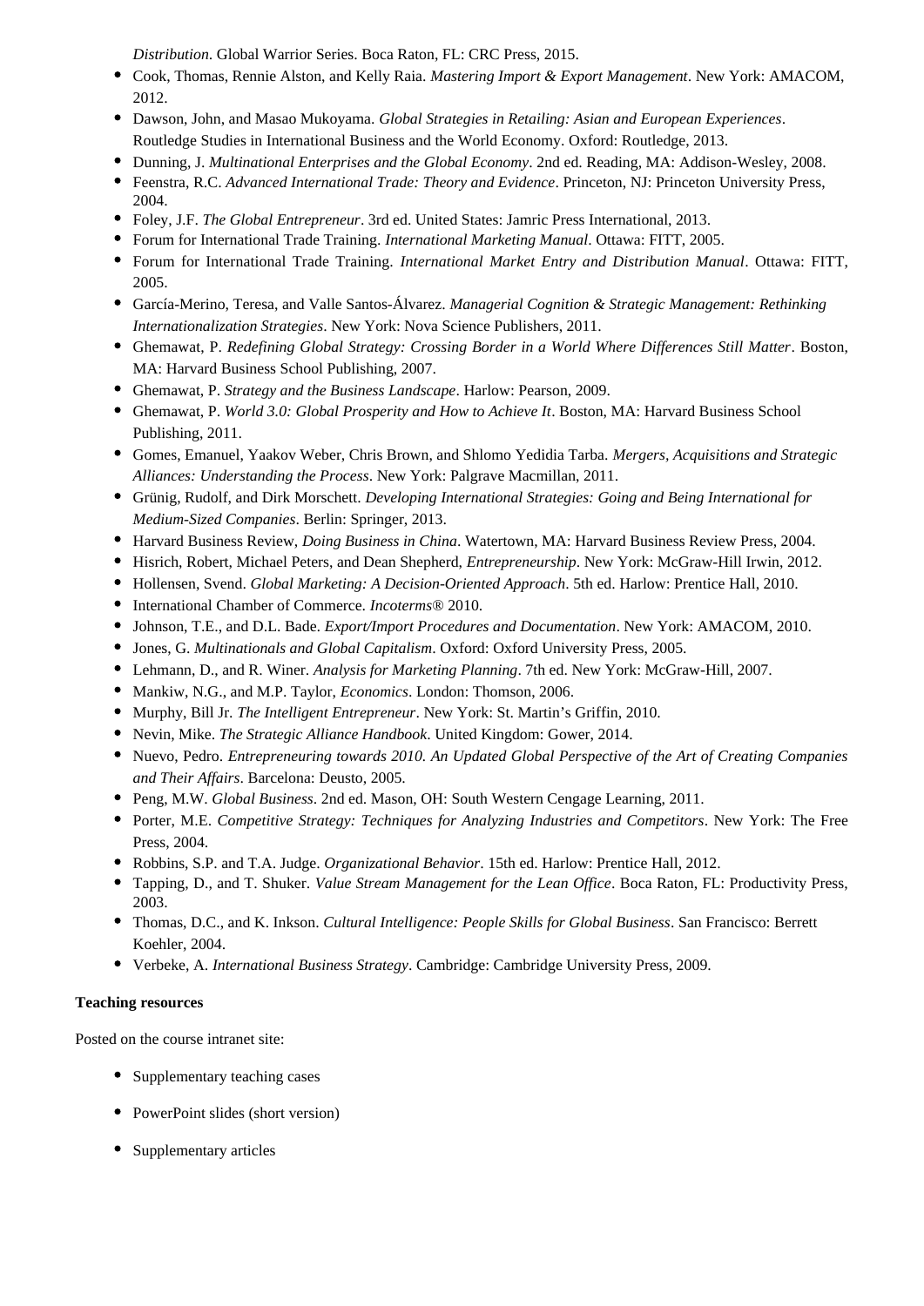*Distribution*. Global Warrior Series. Boca Raton, FL: CRC Press, 2015.

- Cook, Thomas, Rennie Alston, and Kelly Raia. *Mastering Import & Export Management*. New York: AMACOM, 2012.
- Dawson, John, and Masao Mukoyama. *Global Strategies in Retailing: Asian and European Experiences*. Routledge Studies in International Business and the World Economy. Oxford: Routledge, 2013.
- Dunning, J. *Multinational Enterprises and the Global Economy*. 2nd ed. Reading, MA: Addison-Wesley, 2008.
- Feenstra, R.C. *Advanced International Trade: Theory and Evidence*. Princeton, NJ: Princeton University Press, 2004.
- Foley, J.F. *The Global Entrepreneur*. 3rd ed. United States: Jamric Press International, 2013.
- Forum for International Trade Training. *International Marketing Manual*. Ottawa: FITT, 2005.
- Forum for International Trade Training. *International Market Entry and Distribution Manual*. Ottawa: FITT, 2005.
- García-Merino, Teresa, and Valle Santos-Álvarez. *Managerial Cognition & Strategic Management: Rethinking Internationalization Strategies*. New York: Nova Science Publishers, 2011.
- Ghemawat, P. *Redefining Global Strategy: Crossing Border in a World Where Differences Still Matter*. Boston, MA: Harvard Business School Publishing, 2007.
- Ghemawat, P. *Strategy and the Business Landscape*. Harlow: Pearson, 2009.
- Ghemawat, P. *World 3.0: Global Prosperity and How to Achieve It*. Boston, MA: Harvard Business School Publishing, 2011.
- Gomes, Emanuel, Yaakov Weber, Chris Brown, and Shlomo Yedidia Tarba. *Mergers, Acquisitions and Strategic Alliances: Understanding the Process*. New York: Palgrave Macmillan, 2011.
- Grünig, Rudolf, and Dirk Morschett. *Developing International Strategies: Going and Being International for Medium-Sized Companies*. Berlin: Springer, 2013.
- Harvard Business Review, *Doing Business in China*. Watertown, MA: Harvard Business Review Press, 2004.
- Hisrich, Robert, Michael Peters, and Dean Shepherd, *Entrepreneurship*. New York: McGraw-Hill Irwin, 2012.
- Hollensen, Svend. *Global Marketing: A Decision-Oriented Approach*. 5th ed. Harlow: Prentice Hall, 2010.
- International Chamber of Commerce. *Incoterms®* 2010.
- Johnson, T.E., and D.L. Bade. *Export/Import Procedures and Documentation*. New York: AMACOM, 2010.
- Jones, G. *Multinationals and Global Capitalism*. Oxford: Oxford University Press, 2005.
- Lehmann, D., and R. Winer. *Analysis for Marketing Planning*. 7th ed. New York: McGraw-Hill, 2007.
- Mankiw, N.G., and M.P. Taylor, *Economics*. London: Thomson, 2006.
- Murphy, Bill Jr. *The Intelligent Entrepreneur*. New York: St. Martin's Griffin, 2010.
- Nevin, Mike. *The Strategic Alliance Handbook*. United Kingdom: Gower, 2014.
- Nuevo, Pedro. *Entrepreneuring towards 2010. An Updated Global Perspective of the Art of Creating Companies and Their Affairs*. Barcelona: Deusto, 2005.
- Peng, M.W. *Global Business*. 2nd ed. Mason, OH: South Western Cengage Learning, 2011.
- Porter, M.E. *Competitive Strategy: Techniques for Analyzing Industries and Competitors*. New York: The Free Press, 2004.
- Robbins, S.P. and T.A. Judge. *Organizational Behavior*. 15th ed. Harlow: Prentice Hall, 2012.
- Tapping, D., and T. Shuker. *Value Stream Management for the Lean Office*. Boca Raton, FL: Productivity Press, 2003.
- Thomas, D.C., and K. Inkson. *Cultural Intelligence: People Skills for Global Business*. San Francisco: Berrett Koehler, 2004.
- Verbeke, A. *International Business Strategy*. Cambridge: Cambridge University Press, 2009.

**Teaching resources**

Posted on the course intranet site:

- Supplementary teaching cases
- PowerPoint slides (short version)
- Supplementary articles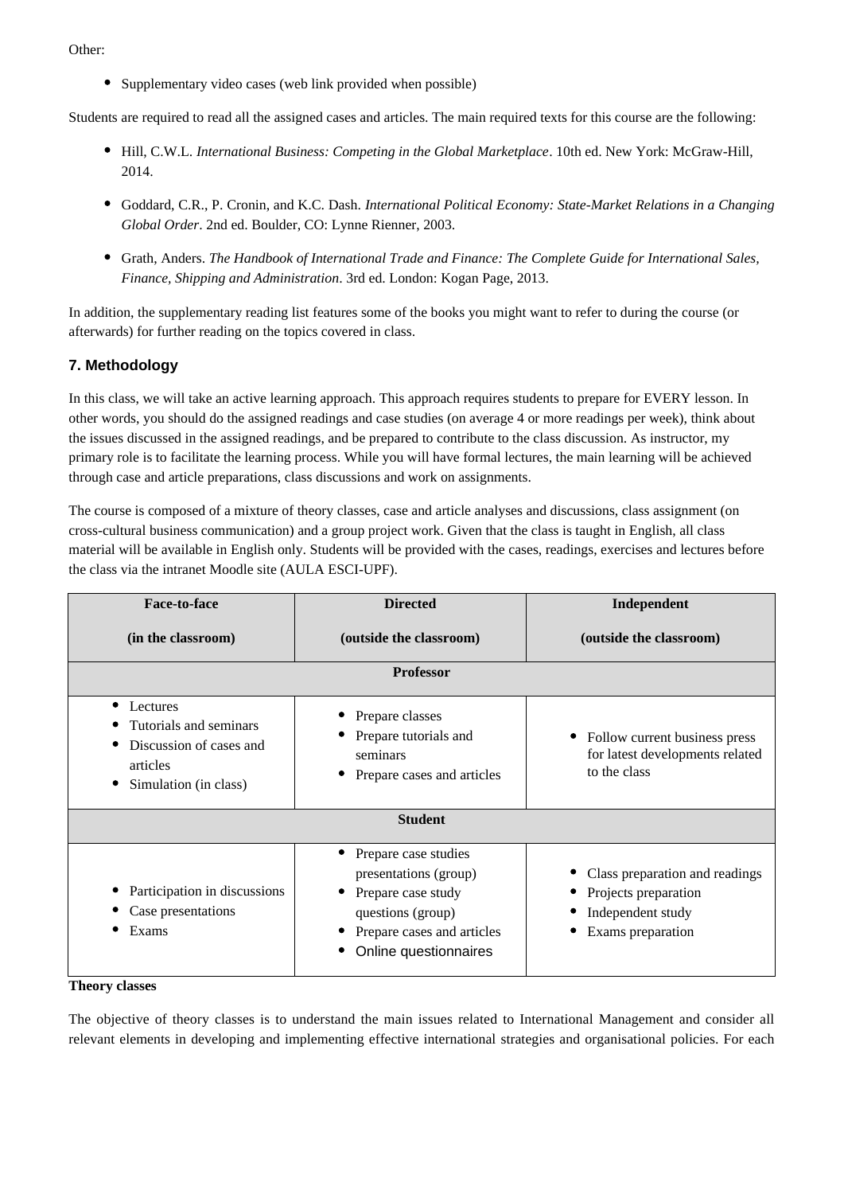Other:

- Supplementary video cases (web link provided when possible)

Students are required to read all the assigned cases and articles. The main required texts for this course are the following:

- Hill, C.W.L. *International Business: Competing in the Global Marketplace*. 10th ed. New York: McGraw-Hill, 2014.
- Goddard, C.R., P. Cronin, and K.C. Dash. *International Political Economy: State-Market Relations in a Changing Global Order*. 2nd ed. Boulder, CO: Lynne Rienner, 2003.
- Grath, Anders. *The Handbook of International Trade and Finance: The Complete Guide for International Sales, Finance, Shipping and Administration*. 3rd ed. London: Kogan Page, 2013.

In addition, the supplementary reading list features some of the books you might want to refer to during the course (or afterwards) for further reading on the topics covered in class.

### 7. Methodology

In this class, we will take an active learning approach. This approach requires students to prepare for EVERY lesson. In other words, you should do the assigned readings and case studies (on average 4 or more readings per week), think about the issues discussed in the assigned readings, and be prepared to contribute to the class discussion. As instructor, my primary role is to facilitate the learning process. While you will have formal lectures, the main learning will be achieved through case and article preparations, class discussions and work on assignments.

The course is composed of a mixture of theory classes, case and article analyses and discussions, class assignment (on cross-cultural business communication) and a group project work. Given that the class is taught in English, all class material will be available in English only. Students will be provided with the cases, readings, exercises and lectures before the class via the intranet Moodle site (AULA ESCI-UPF).

| **Face-to-face**<br><br>**(in the classroom)** | **Directed**<br><br>**(outside the classroom)** | **Independent**<br><br>**(outside the classroom)** |
|---|---|---|
| **Professor** | | |
| • Lectures<br>• Tutorials and seminars<br>• Discussion of cases and articles<br>• Simulation (in class) | • Prepare classes<br>• Prepare tutorials and seminars<br>• Prepare cases and articles | • Follow current business press for latest developments related to the class |
| **Student** | | |
| • Participation in discussions<br>• Case presentations<br>• Exams | • Prepare case studies presentations (group)<br>• Prepare case study questions (group)<br>• Prepare cases and articles<br>• Online questionnaires | • Class preparation and readings<br>• Projects preparation<br>• Independent study<br>• Exams preparation |

**Theory classes**

The objective of theory classes is to understand the main issues related to International Management and consider all relevant elements in developing and implementing effective international strategies and organisational policies. For each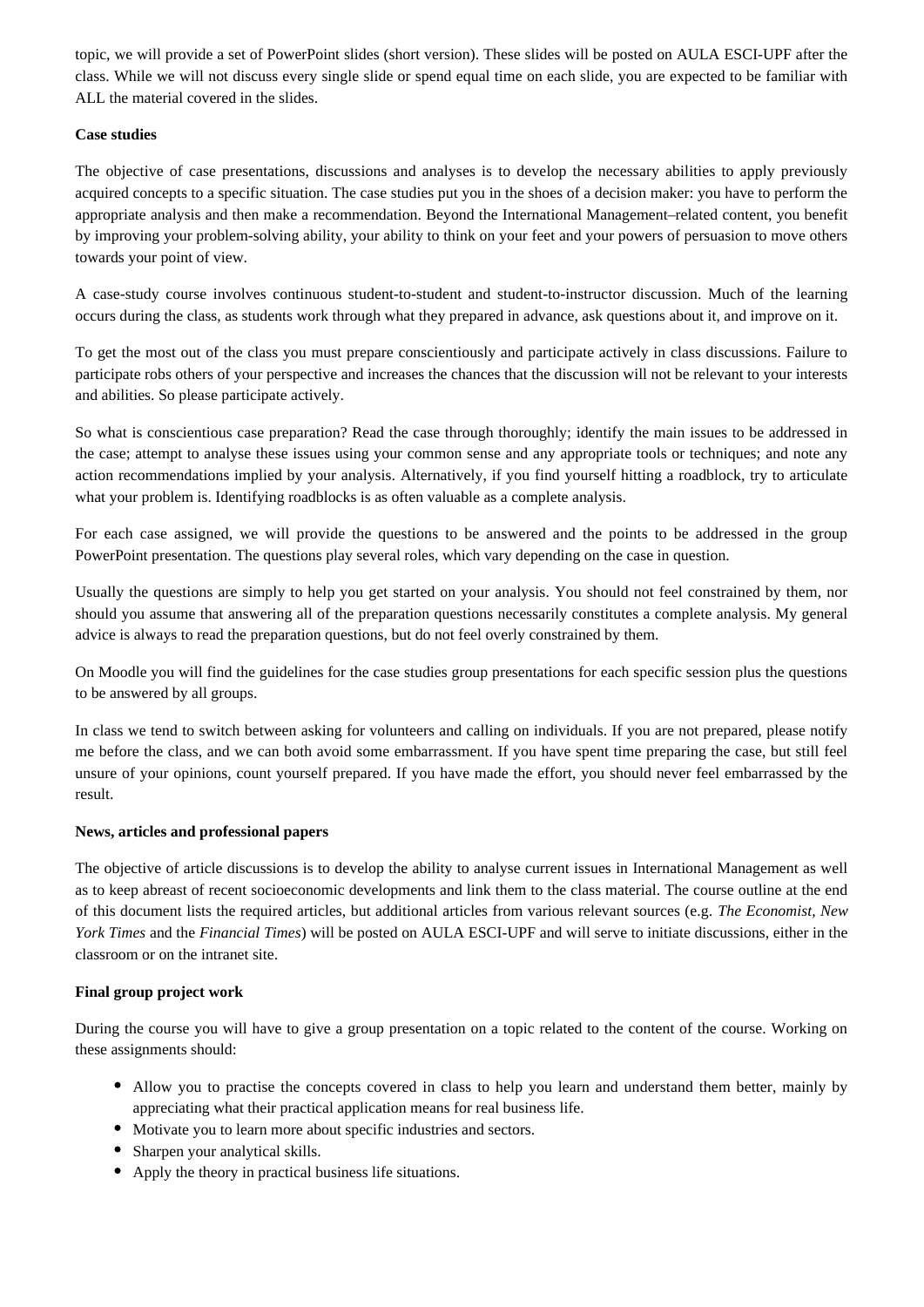topic, we will provide a set of PowerPoint slides (short version). These slides will be posted on AULA ESCI-UPF after the class. While we will not discuss every single slide or spend equal time on each slide, you are expected to be familiar with ALL the material covered in the slides.

**Case studies**

The objective of case presentations, discussions and analyses is to develop the necessary abilities to apply previously acquired concepts to a specific situation. The case studies put you in the shoes of a decision maker: you have to perform the appropriate analysis and then make a recommendation. Beyond the International Management–related content, you benefit by improving your problem-solving ability, your ability to think on your feet and your powers of persuasion to move others towards your point of view.

A case-study course involves continuous student-to-student and student-to-instructor discussion. Much of the learning occurs during the class, as students work through what they prepared in advance, ask questions about it, and improve on it.

To get the most out of the class you must prepare conscientiously and participate actively in class discussions. Failure to participate robs others of your perspective and increases the chances that the discussion will not be relevant to your interests and abilities. So please participate actively.

So what is conscientious case preparation? Read the case through thoroughly; identify the main issues to be addressed in the case; attempt to analyse these issues using your common sense and any appropriate tools or techniques; and note any action recommendations implied by your analysis. Alternatively, if you find yourself hitting a roadblock, try to articulate what your problem is. Identifying roadblocks is as often valuable as a complete analysis.

For each case assigned, we will provide the questions to be answered and the points to be addressed in the group PowerPoint presentation. The questions play several roles, which vary depending on the case in question.

Usually the questions are simply to help you get started on your analysis. You should not feel constrained by them, nor should you assume that answering all of the preparation questions necessarily constitutes a complete analysis. My general advice is always to read the preparation questions, but do not feel overly constrained by them.

On Moodle you will find the guidelines for the case studies group presentations for each specific session plus the questions to be answered by all groups.

In class we tend to switch between asking for volunteers and calling on individuals. If you are not prepared, please notify me before the class, and we can both avoid some embarrassment. If you have spent time preparing the case, but still feel unsure of your opinions, count yourself prepared. If you have made the effort, you should never feel embarrassed by the result.

**News, articles and professional papers**

The objective of article discussions is to develop the ability to analyse current issues in International Management as well as to keep abreast of recent socioeconomic developments and link them to the class material. The course outline at the end of this document lists the required articles, but additional articles from various relevant sources (e.g. *The Economist*, *New York Times* and the *Financial Times*) will be posted on AULA ESCI-UPF and will serve to initiate discussions, either in the classroom or on the intranet site.

**Final group project work**

During the course you will have to give a group presentation on a topic related to the content of the course. Working on these assignments should:

- Allow you to practise the concepts covered in class to help you learn and understand them better, mainly by appreciating what their practical application means for real business life.
- Motivate you to learn more about specific industries and sectors.
- Sharpen your analytical skills.
- Apply the theory in practical business life situations.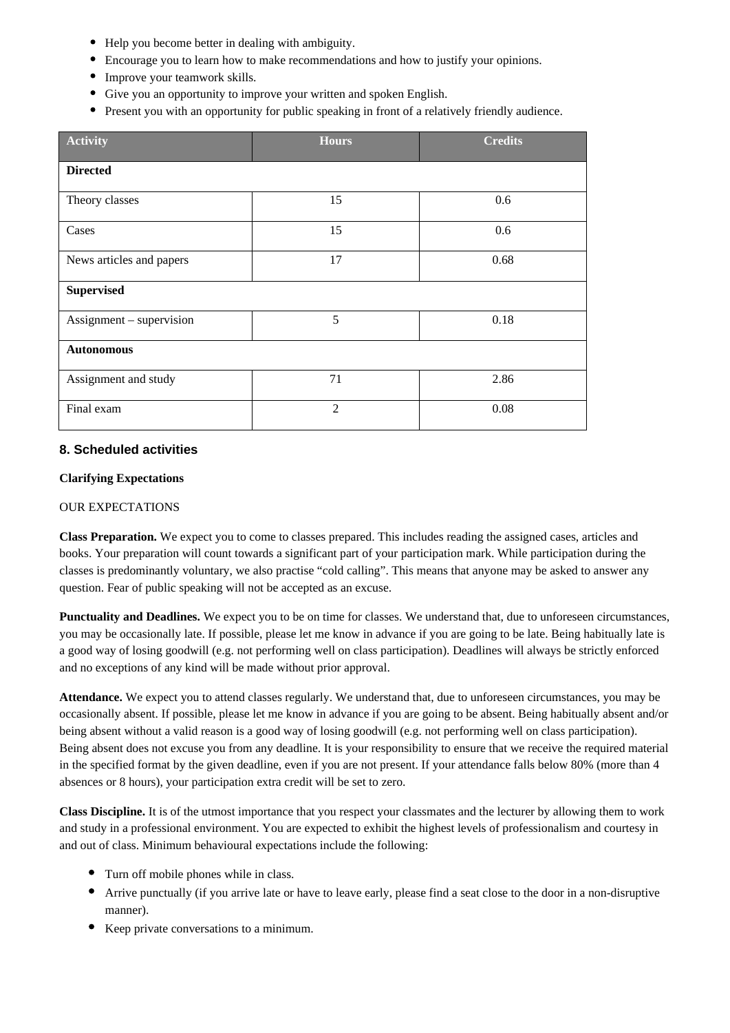- Help you become better in dealing with ambiguity.
- Encourage you to learn how to make recommendations and how to justify your opinions.
- Improve your teamwork skills.
- Give you an opportunity to improve your written and spoken English.
- Present you with an opportunity for public speaking in front of a relatively friendly audience.

| Activity | Hours | Credits |
|---|---|---|
| **Directed** | | |
| Theory classes | 15 | 0.6 |
| Cases | 15 | 0.6 |
| News articles and papers | 17 | 0.68 |
| **Supervised** | | |
| Assignment – supervision | 5 | 0.18 |
| **Autonomous** | | |
| Assignment and study | 71 | 2.86 |
| Final exam | 2 | 0.08 |

## 8. Scheduled activities

**Clarifying Expectations**

OUR EXPECTATIONS

**Class Preparation.** We expect you to come to classes prepared. This includes reading the assigned cases, articles and books. Your preparation will count towards a significant part of your participation mark. While participation during the classes is predominantly voluntary, we also practise "cold calling". This means that anyone may be asked to answer any question. Fear of public speaking will not be accepted as an excuse.

**Punctuality and Deadlines.** We expect you to be on time for classes. We understand that, due to unforeseen circumstances, you may be occasionally late. If possible, please let me know in advance if you are going to be late. Being habitually late is a good way of losing goodwill (e.g. not performing well on class participation). Deadlines will always be strictly enforced and no exceptions of any kind will be made without prior approval.

**Attendance.** We expect you to attend classes regularly. We understand that, due to unforeseen circumstances, you may be occasionally absent. If possible, please let me know in advance if you are going to be absent. Being habitually absent and/or being absent without a valid reason is a good way of losing goodwill (e.g. not performing well on class participation). Being absent does not excuse you from any deadline. It is your responsibility to ensure that we receive the required material in the specified format by the given deadline, even if you are not present. If your attendance falls below 80% (more than 4 absences or 8 hours), your participation extra credit will be set to zero.

**Class Discipline.** It is of the utmost importance that you respect your classmates and the lecturer by allowing them to work and study in a professional environment. You are expected to exhibit the highest levels of professionalism and courtesy in and out of class. Minimum behavioural expectations include the following:

- Turn off mobile phones while in class.
- Arrive punctually (if you arrive late or have to leave early, please find a seat close to the door in a non-disruptive manner).
- Keep private conversations to a minimum.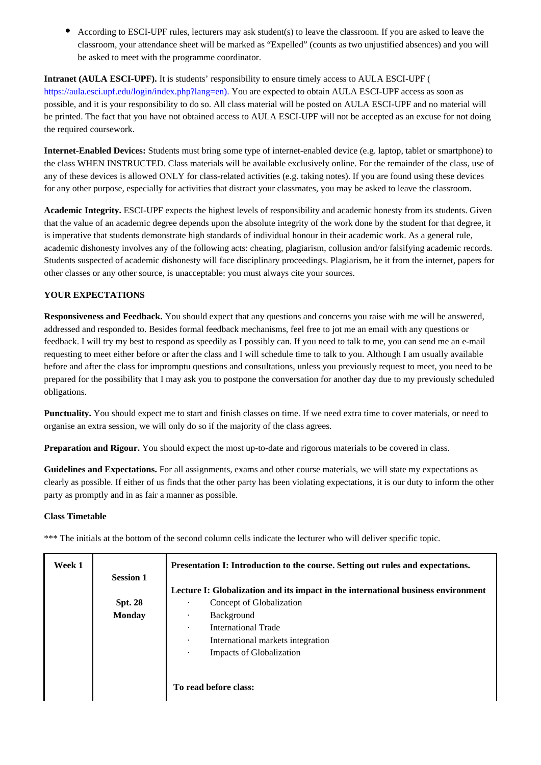- According to ESCI-UPF rules, lecturers may ask student(s) to leave the classroom. If you are asked to leave the classroom, your attendance sheet will be marked as "Expelled" (counts as two unjustified absences) and you will be asked to meet with the programme coordinator.

**Intranet (AULA ESCI-UPF).** It is students' responsibility to ensure timely access to AULA ESCI-UPF ( https://aula.esci.upf.edu/login/index.php?lang=en). You are expected to obtain AULA ESCI-UPF access as soon as possible, and it is your responsibility to do so. All class material will be posted on AULA ESCI-UPF and no material will be printed. The fact that you have not obtained access to AULA ESCI-UPF will not be accepted as an excuse for not doing the required coursework.

**Internet-Enabled Devices:** Students must bring some type of internet-enabled device (e.g. laptop, tablet or smartphone) to the class WHEN INSTRUCTED. Class materials will be available exclusively online. For the remainder of the class, use of any of these devices is allowed ONLY for class-related activities (e.g. taking notes). If you are found using these devices for any other purpose, especially for activities that distract your classmates, you may be asked to leave the classroom.

**Academic Integrity.** ESCI-UPF expects the highest levels of responsibility and academic honesty from its students. Given that the value of an academic degree depends upon the absolute integrity of the work done by the student for that degree, it is imperative that students demonstrate high standards of individual honour in their academic work. As a general rule, academic dishonesty involves any of the following acts: cheating, plagiarism, collusion and/or falsifying academic records. Students suspected of academic dishonesty will face disciplinary proceedings. Plagiarism, be it from the internet, papers for other classes or any other source, is unacceptable: you must always cite your sources.

**YOUR EXPECTATIONS**

**Responsiveness and Feedback.** You should expect that any questions and concerns you raise with me will be answered, addressed and responded to. Besides formal feedback mechanisms, feel free to jot me an email with any questions or feedback. I will try my best to respond as speedily as I possibly can. If you need to talk to me, you can send me an e-mail requesting to meet either before or after the class and I will schedule time to talk to you. Although I am usually available before and after the class for impromptu questions and consultations, unless you previously request to meet, you need to be prepared for the possibility that I may ask you to postpone the conversation for another day due to my previously scheduled obligations.

**Punctuality.** You should expect me to start and finish classes on time. If we need extra time to cover materials, or need to organise an extra session, we will only do so if the majority of the class agrees.

**Preparation and Rigour.** You should expect the most up-to-date and rigorous materials to be covered in class.

**Guidelines and Expectations.** For all assignments, exams and other course materials, we will state my expectations as clearly as possible. If either of us finds that the other party has been violating expectations, it is our duty to inform the other party as promptly and in as fair a manner as possible.

**Class Timetable**

*** The initials at the bottom of the second column cells indicate the lecturer who will deliver specific topic.

| | | |
|---|---|---|
| **Week 1** | **Session 1**<br><br>**Spt. 28**<br>**Monday** | **Presentation I: Introduction to the course. Setting out rules and expectations.**<br><br>**Lecture I: Globalization and its impact in the international business environment**<br>· Concept of Globalization<br>· Background<br>· International Trade<br>· International markets integration<br>· Impacts of Globalization<br><br>**To read before class:** |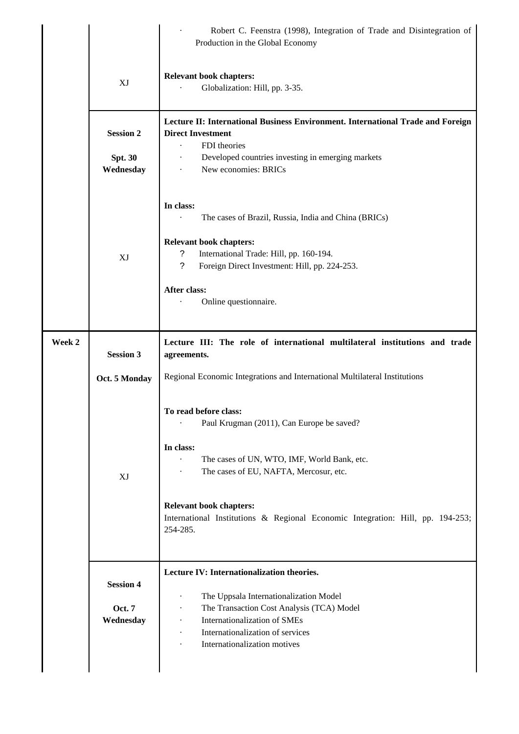| | | |
|---|---|---|
| | XJ | · Robert C. Feenstra (1998), Integration of Trade and Disintegration of Production in the Global Economy<br><br>**Relevant book chapters:**<br>· Globalization: Hill, pp. 3-35. |
| | **Session 2**<br><br>**Spt. 30 Wednesday**<br><br>XJ | **Lecture II: International Business Environment. International Trade and Foreign Direct Investment**<br>· FDI theories<br>· Developed countries investing in emerging markets<br>· New economies: BRICs<br><br>**In class:**<br>· The cases of Brazil, Russia, India and China (BRICs)<br><br>**Relevant book chapters:**<br>? International Trade: Hill, pp. 160-194.<br>? Foreign Direct Investment: Hill, pp. 224-253.<br><br>**After class:**<br>· Online questionnaire. |
| **Week 2** | **Session 3**<br><br>**Oct. 5 Monday**<br><br>XJ | **Lecture III: The role of international multilateral institutions and trade agreements.**<br><br>Regional Economic Integrations and International Multilateral Institutions<br><br>**To read before class:**<br>· Paul Krugman (2011), Can Europe be saved?<br><br>**In class:**<br>· The cases of UN, WTO, IMF, World Bank, etc.<br>· The cases of EU, NAFTA, Mercosur, etc.<br><br>**Relevant book chapters:**<br>International Institutions & Regional Economic Integration: Hill, pp. 194-253; 254-285. |
| | **Session 4**<br><br>**Oct. 7 Wednesday** | **Lecture IV: Internationalization theories.**<br><br>· The Uppsala Internationalization Model<br>· The Transaction Cost Analysis (TCA) Model<br>· Internationalization of SMEs<br>· Internationalization of services<br>· Internationalization motives |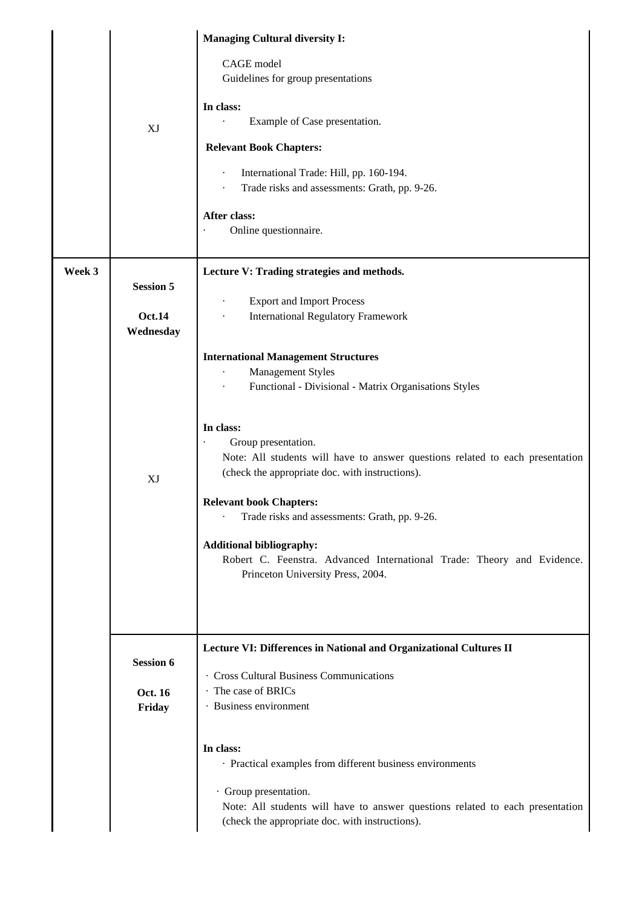| | | |
|---|---|---|
| | XJ | **Managing Cultural diversity I:**<br><br>CAGE model<br>Guidelines for group presentations<br><br>**In class:**<br>· Example of Case presentation.<br><br>**Relevant Book Chapters:**<br><br>· International Trade: Hill, pp. 160-194.<br>· Trade risks and assessments: Grath, pp. 9-26.<br><br>**After class:**<br>· Online questionnaire. |
| **Week 3** | **Session 5**<br><br>**Oct.14**<br>**Wednesday**<br><br>XJ | **Lecture V: Trading strategies and methods.**<br><br>· Export and Import Process<br>· International Regulatory Framework<br><br>**International Management Structures**<br>· Management Styles<br>· Functional - Divisional - Matrix Organisations Styles<br><br>**In class:**<br>· Group presentation.<br>Note: All students will have to answer questions related to each presentation (check the appropriate doc. with instructions).<br><br>**Relevant book Chapters:**<br>· Trade risks and assessments: Grath, pp. 9-26.<br><br>**Additional bibliography:**<br>Robert C. Feenstra. Advanced International Trade: Theory and Evidence. Princeton University Press, 2004. |
| | **Session 6**<br><br>**Oct. 16**<br>**Friday** | **Lecture VI: Differences in National and Organizational Cultures II**<br><br>· Cross Cultural Business Communications<br>· The case of BRICs<br>· Business environment<br><br>**In class:**<br>· Practical examples from different business environments<br><br>· Group presentation.<br>Note: All students will have to answer questions related to each presentation (check the appropriate doc. with instructions). |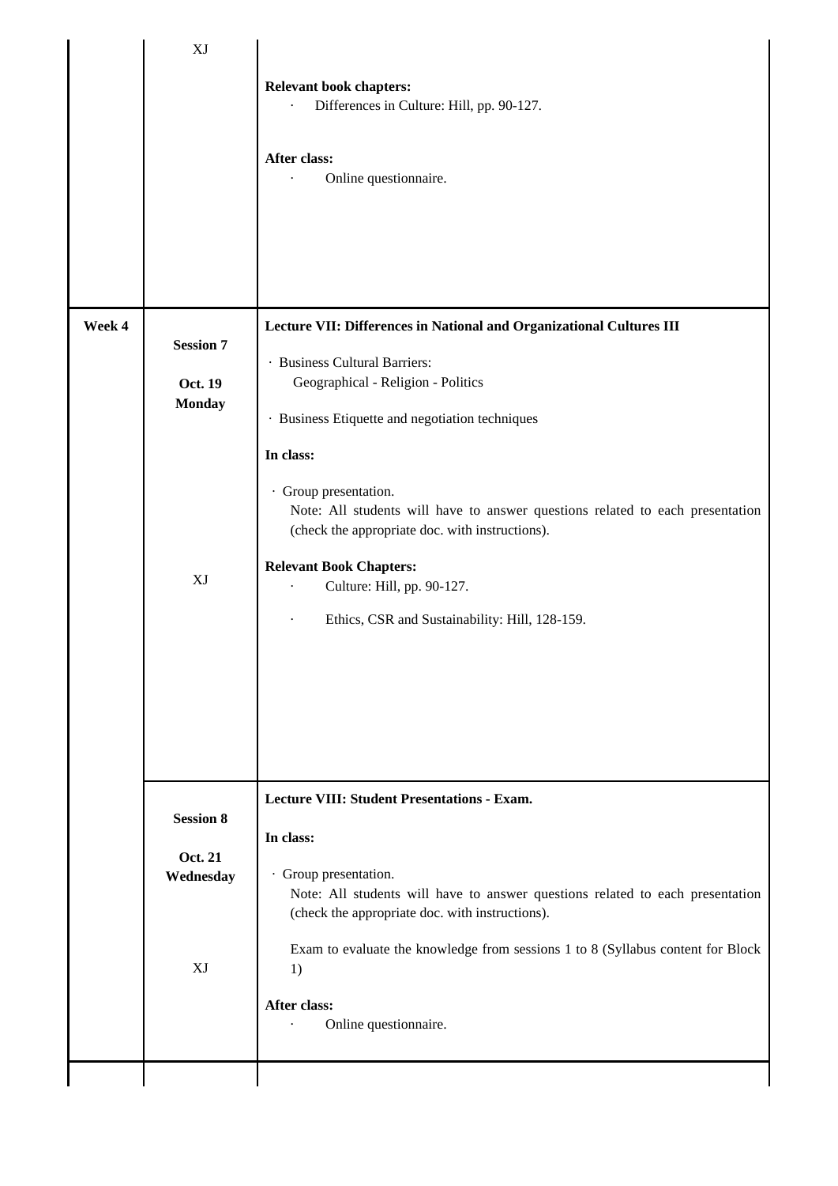| | | |
|---|---|---|
| | XJ | **Relevant book chapters:**<br>· Differences in Culture: Hill, pp. 90-127.<br><br>**After class:**<br>· Online questionnaire. |
| **Week 4** | **Session 7**<br><br>**Oct. 19**<br>**Monday**<br><br>XJ | **Lecture VII: Differences in National and Organizational Cultures III**<br><br>· Business Cultural Barriers:<br>Geographical - Religion - Politics<br><br>· Business Etiquette and negotiation techniques<br><br>**In class:**<br><br>· Group presentation.<br>Note: All students will have to answer questions related to each presentation (check the appropriate doc. with instructions).<br><br>**Relevant Book Chapters:**<br>· Culture: Hill, pp. 90-127.<br><br>· Ethics, CSR and Sustainability: Hill, 128-159. |
| | **Session 8**<br><br>**Oct. 21**<br>**Wednesday**<br><br>XJ | **Lecture VIII: Student Presentations - Exam.**<br><br>**In class:**<br><br>· Group presentation.<br>Note: All students will have to answer questions related to each presentation (check the appropriate doc. with instructions).<br><br>Exam to evaluate the knowledge from sessions 1 to 8 (Syllabus content for Block 1)<br><br>**After class:**<br>· Online questionnaire. |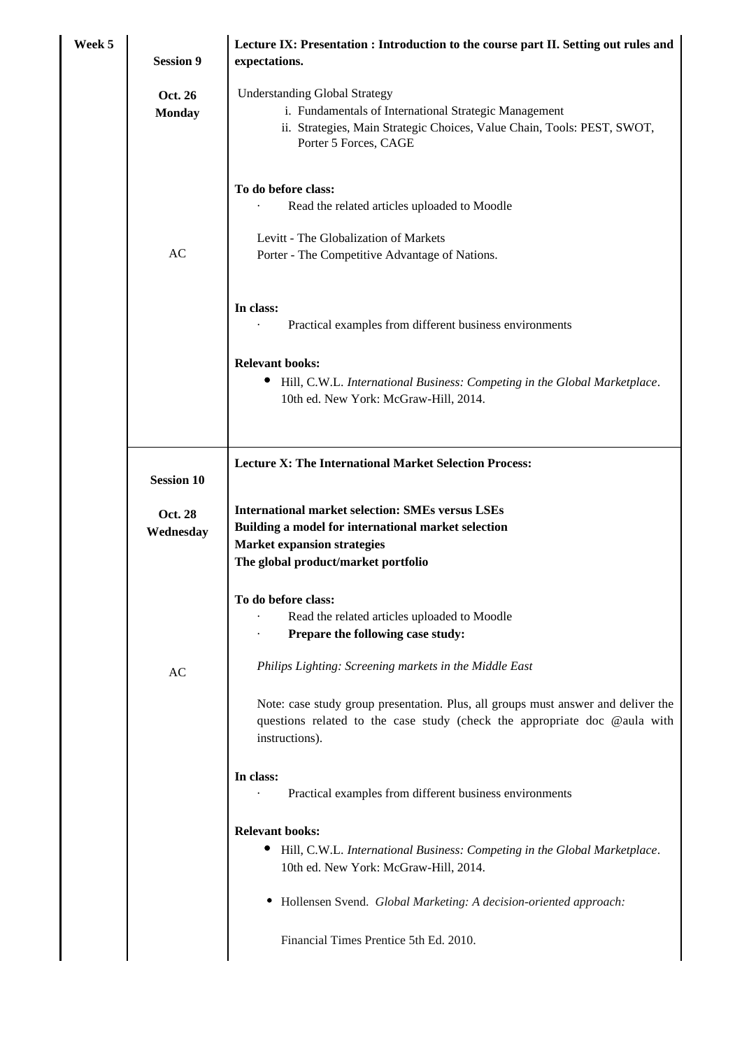| Week 5 | Session 9<br><br>Oct. 26<br>Monday<br><br>AC | **Lecture IX: Presentation : Introduction to the course part II. Setting out rules and expectations.**<br><br>Understanding Global Strategy<br>i. Fundamentals of International Strategic Management<br>ii. Strategies, Main Strategic Choices, Value Chain, Tools: PEST, SWOT, Porter 5 Forces, CAGE<br><br>**To do before class:**<br>· Read the related articles uploaded to Moodle<br><br>Levitt - The Globalization of Markets<br>Porter - The Competitive Advantage of Nations.<br><br>**In class:**<br>· Practical examples from different business environments<br><br>**Relevant books:**<br>• Hill, C.W.L. *International Business: Competing in the Global Marketplace*. 10th ed. New York: McGraw-Hill, 2014. |
|---|---|---|
| | Session 10<br><br>Oct. 28<br>Wednesday<br><br>AC | **Lecture X: The International Market Selection Process:**<br><br>**International market selection: SMEs versus LSEs**<br>**Building a model for international market selection**<br>**Market expansion strategies**<br>**The global product/market portfolio**<br><br>**To do before class:**<br>· Read the related articles uploaded to Moodle<br>· **Prepare the following case study:**<br><br>*Philips Lighting: Screening markets in the Middle East*<br><br>Note: case study group presentation. Plus, all groups must answer and deliver the questions related to the case study (check the appropriate doc @aula with instructions).<br><br>**In class:**<br>· Practical examples from different business environments<br><br>**Relevant books:**<br>• Hill, C.W.L. *International Business: Competing in the Global Marketplace*. 10th ed. New York: McGraw-Hill, 2014.<br><br>• Hollensen Svend. *Global Marketing: A decision-oriented approach:*<br><br>Financial Times Prentice 5th Ed. 2010. |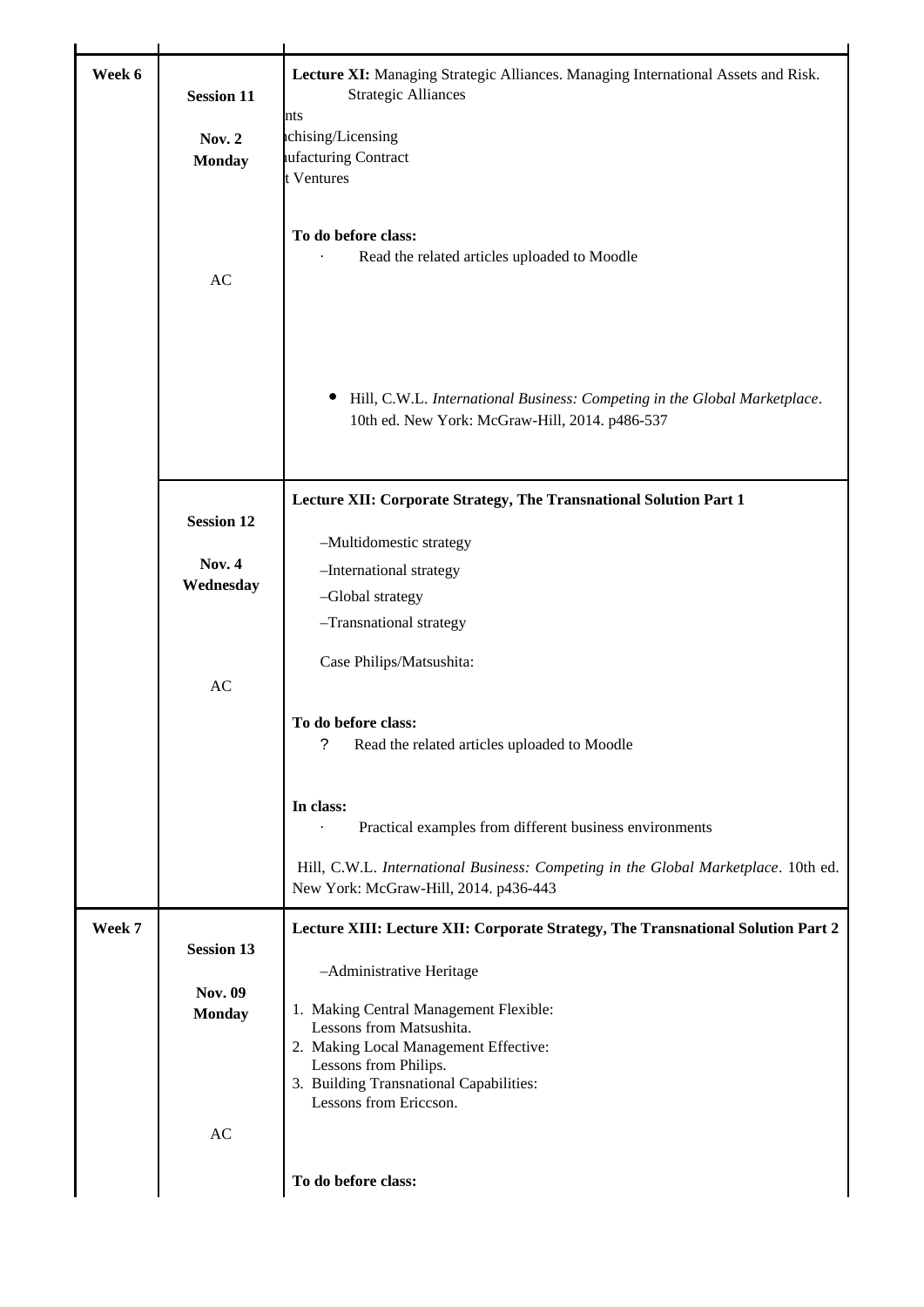| | | |
|---|---|---|
| **Week 6** | **Session 11**<br><br>**Nov. 2**<br>**Monday**<br><br>AC | **Lecture XI:** Managing Strategic Alliances. Managing International Assets and Risk.<br>Strategic Alliances<br>nts<br>ıchising/Licensing<br>ıufacturing Contract<br>t Ventures<br><br>**To do before class:**<br>· Read the related articles uploaded to Moodle<br><br>• Hill, C.W.L. *International Business: Competing in the Global Marketplace*. 10th ed. New York: McGraw-Hill, 2014. p486-537 |
| | **Session 12**<br><br>**Nov. 4**<br>**Wednesday**<br><br>AC | **Lecture XII: Corporate Strategy, The Transnational Solution Part 1**<br><br>–Multidomestic strategy<br>–International strategy<br>–Global strategy<br>–Transnational strategy<br><br>Case Philips/Matsushita:<br><br>**To do before class:**<br>? Read the related articles uploaded to Moodle<br><br>**In class:**<br>· Practical examples from different business environments<br><br>Hill, C.W.L. *International Business: Competing in the Global Marketplace*. 10th ed. New York: McGraw-Hill, 2014. p436-443 |
| **Week 7** | **Session 13**<br><br>**Nov. 09**<br>**Monday**<br><br>AC | **Lecture XIII: Lecture XII: Corporate Strategy, The Transnational Solution Part 2**<br><br>–Administrative Heritage<br><br>1. Making Central Management Flexible: Lessons from Matsushita.<br>2. Making Local Management Effective: Lessons from Philips.<br>3. Building Transnational Capabilities: Lessons from Ericcson.<br><br>**To do before class:** |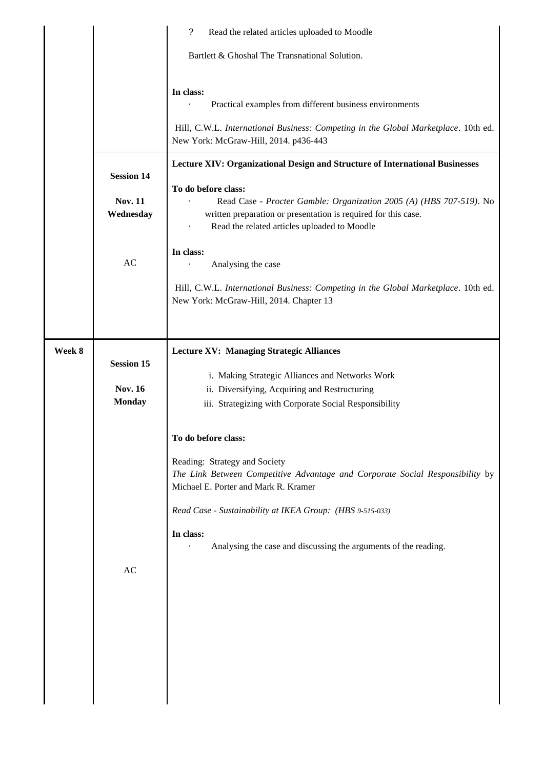| | | |
|---|---|---|
| | | ? Read the related articles uploaded to Moodle<br><br>Bartlett & Ghoshal The Transnational Solution.<br><br>**In class:**<br>· Practical examples from different business environments<br><br>Hill, C.W.L. *International Business: Competing in the Global Marketplace*. 10th ed. New York: McGraw-Hill, 2014. p436-443 |
| | **Session 14**<br><br>**Nov. 11 Wednesday**<br><br>AC | **Lecture XIV: Organizational Design and Structure of International Businesses**<br><br>**To do before class:**<br>· Read Case - *Procter Gamble: Organization 2005 (A) (HBS 707-519)*. No written preparation or presentation is required for this case.<br>· Read the related articles uploaded to Moodle<br><br>**In class:**<br>· Analysing the case<br><br>Hill, C.W.L. *International Business: Competing in the Global Marketplace*. 10th ed. New York: McGraw-Hill, 2014. Chapter 13 |
| **Week 8** | **Session 15**<br><br>**Nov. 16 Monday**<br><br>AC | **Lecture XV: Managing Strategic Alliances**<br><br>i. Making Strategic Alliances and Networks Work<br>ii. Diversifying, Acquiring and Restructuring<br>iii. Strategizing with Corporate Social Responsibility<br><br>**To do before class:**<br><br>Reading: Strategy and Society<br>*The Link Between Competitive Advantage and Corporate Social Responsibility* by Michael E. Porter and Mark R. Kramer<br><br>*Read Case - Sustainability at IKEA Group: (HBS 9-515-033)*<br><br>**In class:**<br>· Analysing the case and discussing the arguments of the reading. |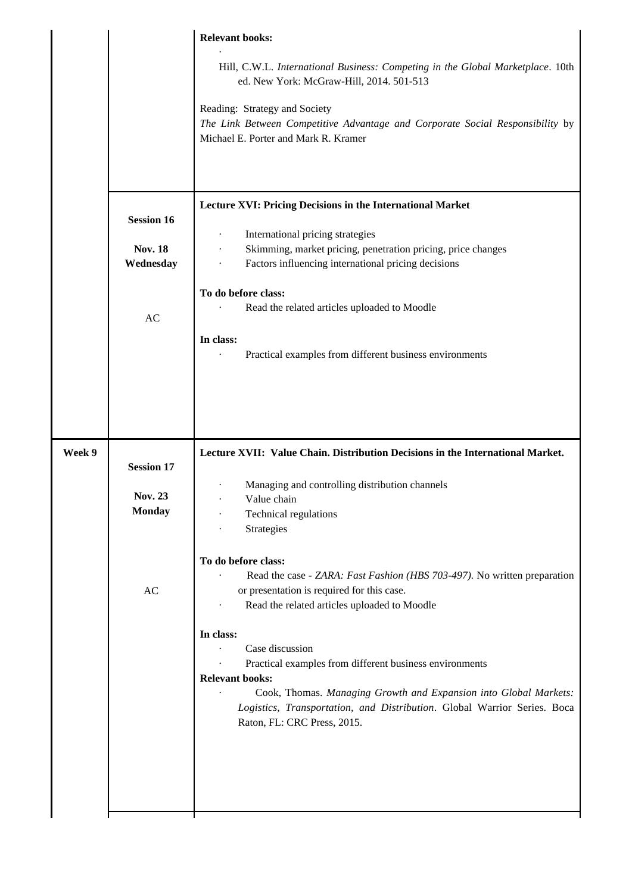| | | |
|---|---|---|
| | | **Relevant books:**<br>· Hill, C.W.L. *International Business: Competing in the Global Marketplace*. 10th ed. New York: McGraw-Hill, 2014. 501-513<br><br>Reading: Strategy and Society<br>*The Link Between Competitive Advantage and Corporate Social Responsibility* by Michael E. Porter and Mark R. Kramer |
| | **Session 16**<br><br>**Nov. 18**<br>**Wednesday**<br><br>AC | **Lecture XVI: Pricing Decisions in the International Market**<br><br>· International pricing strategies<br>· Skimming, market pricing, penetration pricing, price changes<br>· Factors influencing international pricing decisions<br><br>**To do before class:**<br>· Read the related articles uploaded to Moodle<br><br>**In class:**<br>· Practical examples from different business environments |
| **Week 9** | **Session 17**<br><br>**Nov. 23**<br>**Monday**<br><br>AC | **Lecture XVII: Value Chain. Distribution Decisions in the International Market.**<br><br>· Managing and controlling distribution channels<br>· Value chain<br>· Technical regulations<br>· Strategies<br><br>**To do before class:**<br>· Read the case - *ZARA: Fast Fashion (HBS 703-497)*. No written preparation or presentation is required for this case.<br>· Read the related articles uploaded to Moodle<br><br>**In class:**<br>· Case discussion<br>· Practical examples from different business environments<br>**Relevant books:**<br>· Cook, Thomas. *Managing Growth and Expansion into Global Markets: Logistics, Transportation, and Distribution*. Global Warrior Series. Boca Raton, FL: CRC Press, 2015. |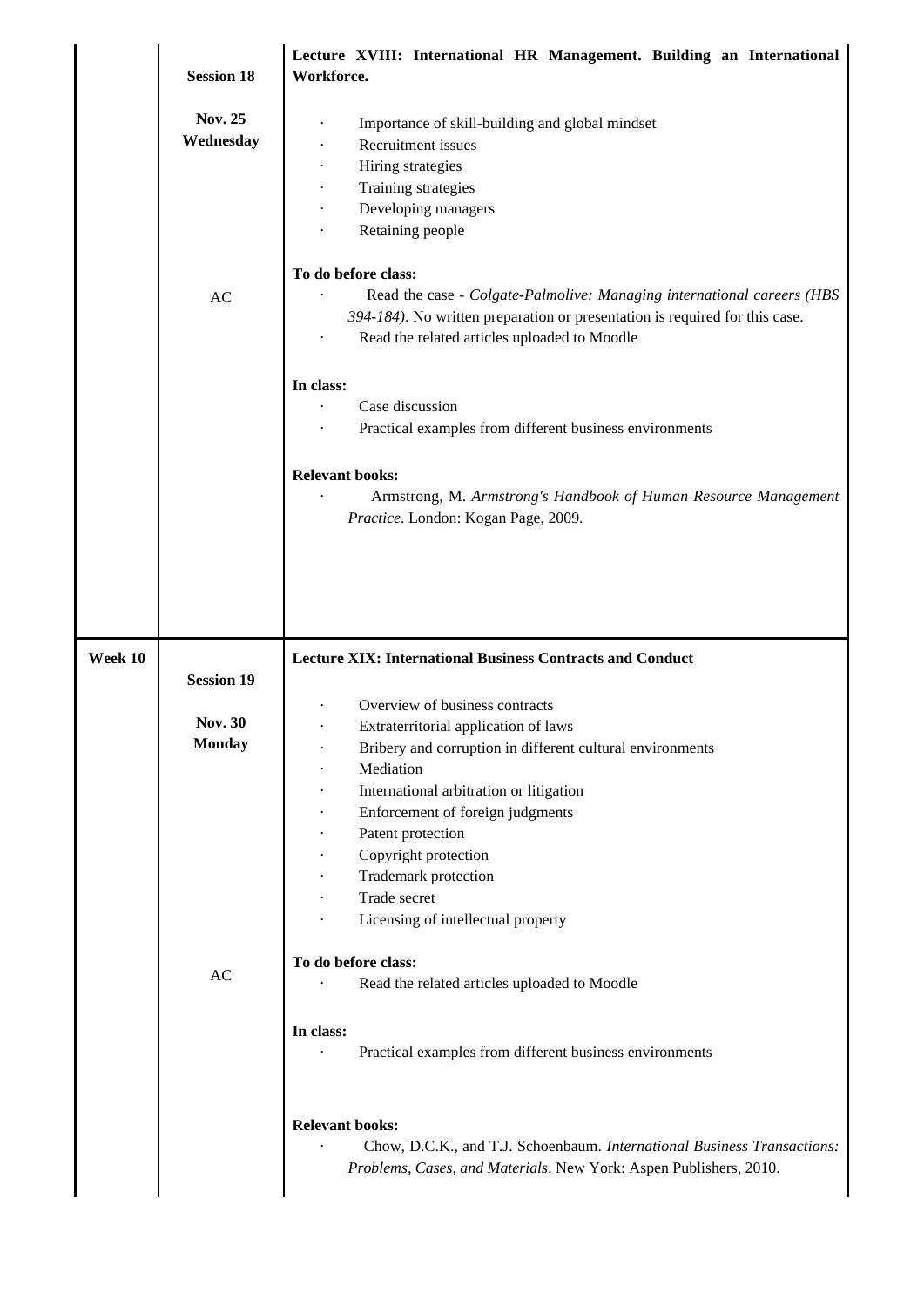| | | |
|---|---|---|
| | **Session 18**<br><br>**Nov. 25 Wednesday**<br><br>AC | **Lecture XVIII: International HR Management. Building an International Workforce.**<br><br>· Importance of skill-building and global mindset<br>· Recruitment issues<br>· Hiring strategies<br>· Training strategies<br>· Developing managers<br>· Retaining people<br><br>**To do before class:**<br>· Read the case - *Colgate-Palmolive: Managing international careers (HBS 394-184)*. No written preparation or presentation is required for this case.<br>· Read the related articles uploaded to Moodle<br><br>**In class:**<br>· Case discussion<br>· Practical examples from different business environments<br><br>**Relevant books:**<br>· Armstrong, M. *Armstrong's Handbook of Human Resource Management Practice*. London: Kogan Page, 2009. |
| **Week 10** | **Session 19**<br><br>**Nov. 30 Monday**<br><br>AC | **Lecture XIX: International Business Contracts and Conduct**<br><br>· Overview of business contracts<br>· Extraterritorial application of laws<br>· Bribery and corruption in different cultural environments<br>· Mediation<br>· International arbitration or litigation<br>· Enforcement of foreign judgments<br>· Patent protection<br>· Copyright protection<br>· Trademark protection<br>· Trade secret<br>· Licensing of intellectual property<br><br>**To do before class:**<br>· Read the related articles uploaded to Moodle<br><br>**In class:**<br>· Practical examples from different business environments<br><br>**Relevant books:**<br>· Chow, D.C.K., and T.J. Schoenbaum. *International Business Transactions: Problems, Cases, and Materials*. New York: Aspen Publishers, 2010. |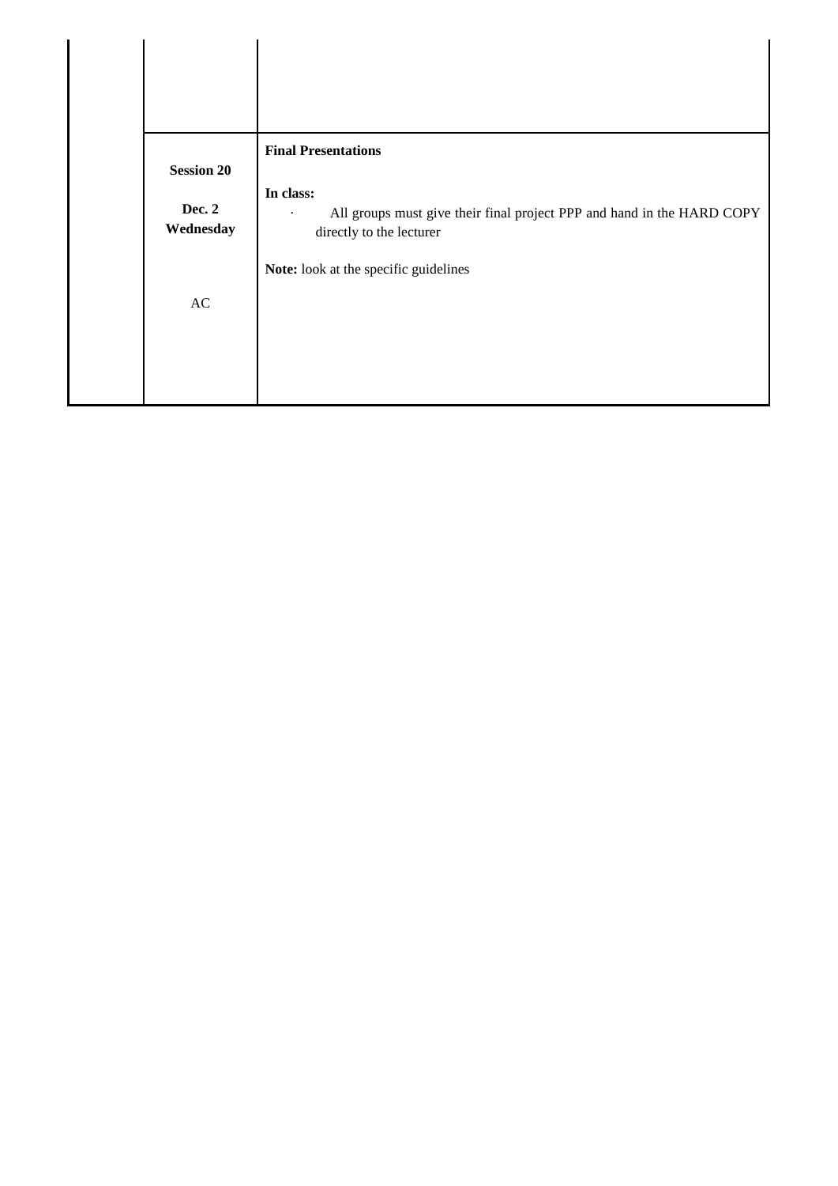| | | |
|---|---|---|
| | | |
| | **Session 20**<br><br>**Dec. 2 Wednesday**<br><br>AC | **Final Presentations**<br><br>**In class:**<br>· All groups must give their final project PPP and hand in the HARD COPY directly to the lecturer<br><br>**Note:** look at the specific guidelines |